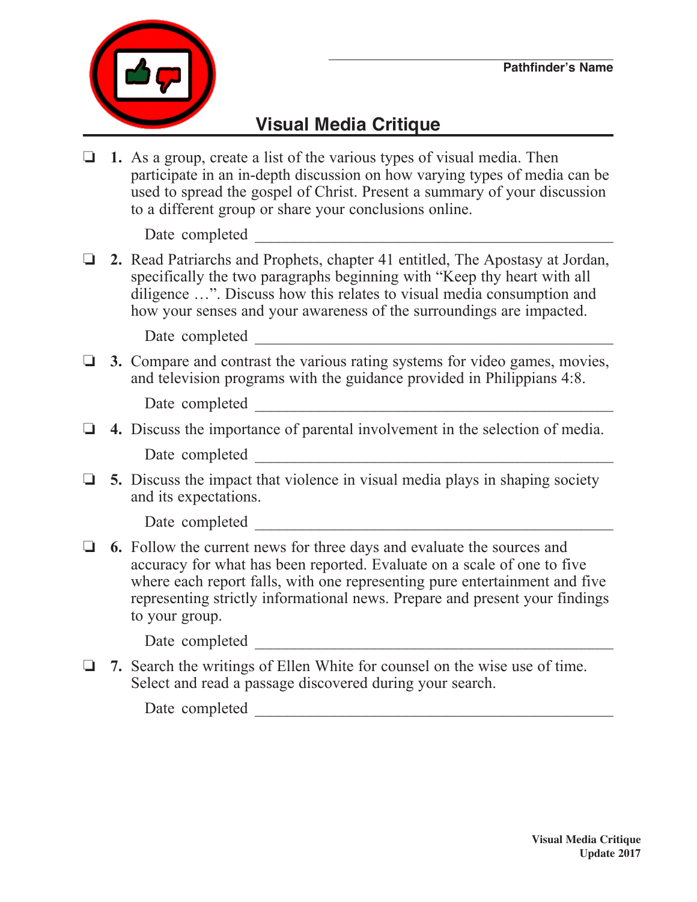Pathfinder's Name

# Visual Media Critique

- ❏ **1.** As a group, create a list of the various types of visual media. Then participate in an in-depth discussion on how varying types of media can be used to spread the gospel of Christ. Present a summary of your discussion to a different group or share your conclusions online.

  Date completed ____________________________________________

- ❏ **2.** Read Patriarchs and Prophets, chapter 41 entitled, The Apostasy at Jordan, specifically the two paragraphs beginning with "Keep thy heart with all diligence …". Discuss how this relates to visual media consumption and how your senses and your awareness of the surroundings are impacted.

  Date completed ____________________________________________

- ❏ **3.** Compare and contrast the various rating systems for video games, movies, and television programs with the guidance provided in Philippians 4:8.

  Date completed ____________________________________________

- ❏ **4.** Discuss the importance of parental involvement in the selection of media.

  Date completed ____________________________________________

- ❏ **5.** Discuss the impact that violence in visual media plays in shaping society and its expectations.

  Date completed ____________________________________________

- ❏ **6.** Follow the current news for three days and evaluate the sources and accuracy for what has been reported. Evaluate on a scale of one to five where each report falls, with one representing pure entertainment and five representing strictly informational news. Prepare and present your findings to your group.

  Date completed ____________________________________________

- ❏ **7.** Search the writings of Ellen White for counsel on the wise use of time. Select and read a passage discovered during your search.

  Date completed ____________________________________________

**Visual Media Critique**
**Update 2017**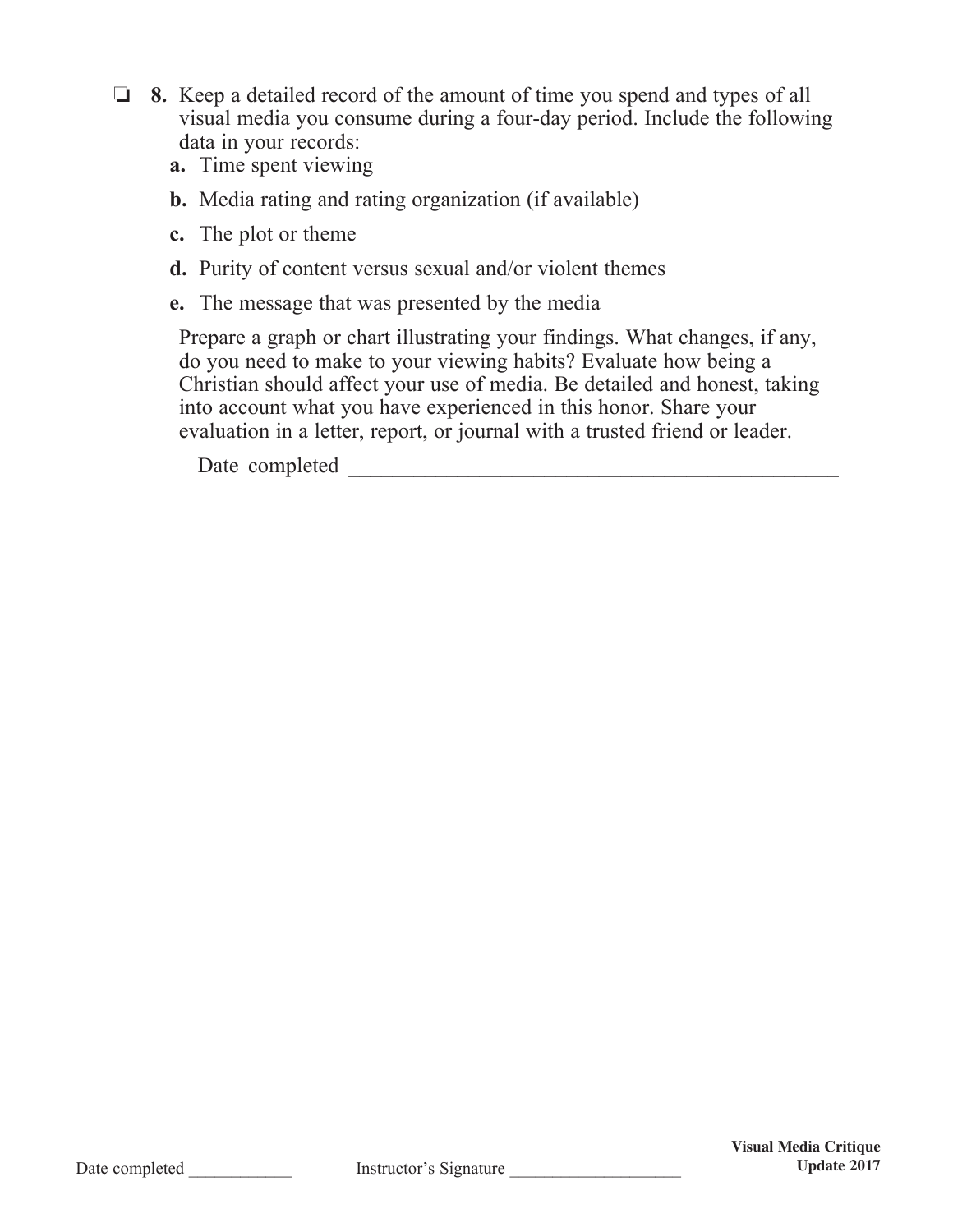❏ **8.** Keep a detailed record of the amount of time you spend and types of all visual media you consume during a four-day period. Include the following data in your records:

**a.** Time spent viewing

**b.** Media rating and rating organization (if available)

**c.** The plot or theme

**d.** Purity of content versus sexual and/or violent themes

**e.** The message that was presented by the media

Prepare a graph or chart illustrating your findings. What changes, if any, do you need to make to your viewing habits? Evaluate how being a Christian should affect your use of media. Be detailed and honest, taking into account what you have experienced in this honor. Share your evaluation in a letter, report, or journal with a trusted friend or leader.

Date completed ______________________________________________

Date completed ____________ Instructor's Signature ____________________

**Visual Media Critique**
**Update 2017**